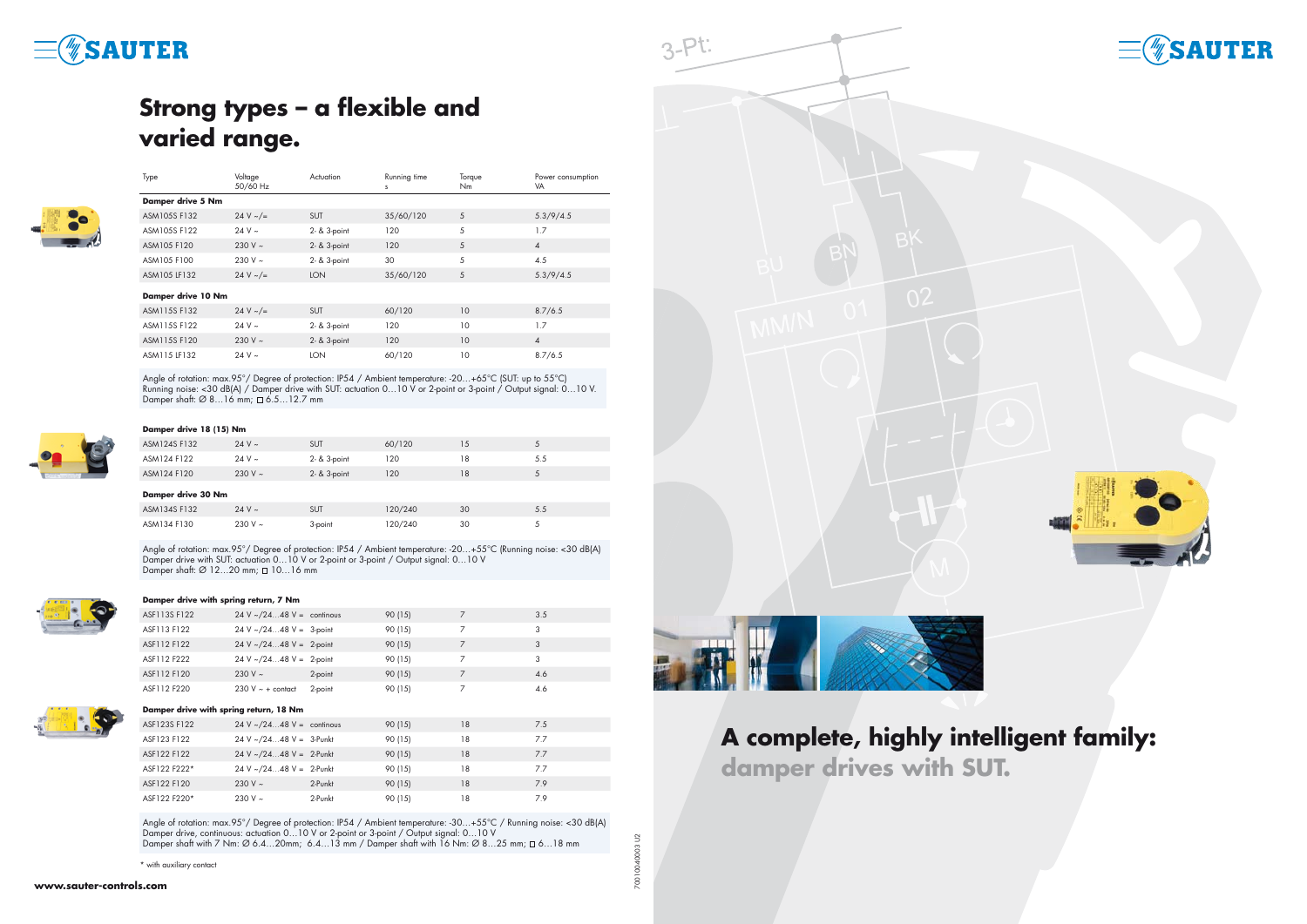# Strong types – a flexible and varied range.

| Type | Voltage 50/60 Hz | Actuation | Running time s | Torque Nm | Power consumption VA |
|---|---|---|---|---|---|
| **Damper drive 5 Nm** | | | | | |
| ASM105S F132 | 24 V ~/= | SUT | 35/60/120 | 5 | 5.3/9/4.5 |
| ASM105S F122 | 24 V ~ | 2- & 3-point | 120 | 5 | 1.7 |
| ASM105 F120 | 230 V ~ | 2- & 3-point | 120 | 5 | 4 |
| ASM105 F100 | 230 V ~ | 2- & 3-point | 30 | 5 | 4.5 |
| ASM105 LF132 | 24 V ~/= | LON | 35/60/120 | 5 | 5.3/9/4.5 |
| **Damper drive 10 Nm** | | | | | |
| ASM115S F132 | 24 V ~/= | SUT | 60/120 | 10 | 8.7/6.5 |
| ASM115S F122 | 24 V ~ | 2- & 3-point | 120 | 10 | 1.7 |
| ASM115S F120 | 230 V ~ | 2- & 3-point | 120 | 10 | 4 |
| ASM115 LF132 | 24 V ~ | LON | 60/120 | 10 | 8.7/6.5 |

Angle of rotation: max.95°/ Degree of protection: IP54 / Ambient temperature: -20…+65°C (SUT: up to 55°C)
Running noise: <30 dB(A) / Damper drive with SUT: actuation 0…10 V or 2-point or 3-point / Output signal: 0…10 V.
Damper shaft: Ø 8…16 mm; □ 6.5…12.7 mm

| Type | Voltage 50/60 Hz | Actuation | Running time s | Torque Nm | Power consumption VA |
|---|---|---|---|---|---|
| **Damper drive 18 (15) Nm** | | | | | |
| ASM124S F132 | 24 V ~ | SUT | 60/120 | 15 | 5 |
| ASM124 F122 | 24 V ~ | 2- & 3-point | 120 | 18 | 5.5 |
| ASM124 F120 | 230 V ~ | 2- & 3-point | 120 | 18 | 5 |
| **Damper drive 30 Nm** | | | | | |
| ASM134S F132 | 24 V ~ | SUT | 120/240 | 30 | 5.5 |
| ASM134 F130 | 230 V ~ | 3-point | 120/240 | 30 | 5 |

Angle of rotation: max.95°/ Degree of protection: IP54 / Ambient temperature: -20…+55°C (Running noise: <30 dB(A)
Damper drive with SUT: actuation 0…10 V or 2-point or 3-point / Output signal: 0…10 V
Damper shaft: Ø 12…20 mm; □ 10…16 mm

| Type | Voltage 50/60 Hz | Actuation | Running time s | Torque Nm | Power consumption VA |
|---|---|---|---|---|---|
| **Damper drive with spring return, 7 Nm** | | | | | |
| ASF113S F122 | 24 V ~/24…48 V = | continous | 90 (15) | 7 | 3.5 |
| ASF113 F122 | 24 V ~/24…48 V = | 3-point | 90 (15) | 7 | 3 |
| ASF112 F122 | 24 V ~/24…48 V = | 2-point | 90 (15) | 7 | 3 |
| ASF112 F222 | 24 V ~/24…48 V = | 2-point | 90 (15) | 7 | 3 |
| ASF112 F120 | 230 V ~ | 2-point | 90 (15) | 7 | 4.6 |
| ASF112 F220 | 230 V ~ + contact | 2-point | 90 (15) | 7 | 4.6 |
| **Damper drive with spring return, 18 Nm** | | | | | |
| ASF123S F122 | 24 V ~/24…48 V = | continous | 90 (15) | 18 | 7.5 |
| ASF123 F122 | 24 V ~/24…48 V = | 3-Punkt | 90 (15) | 18 | 7.7 |
| ASF122 F122 | 24 V ~/24…48 V = | 2-Punkt | 90 (15) | 18 | 7.7 |
| ASF122 F222* | 24 V ~/24…48 V = | 2-Punkt | 90 (15) | 18 | 7.7 |
| ASF122 F120 | 230 V ~ | 2-Punkt | 90 (15) | 18 | 7.9 |
| ASF122 F220* | 230 V ~ | 2-Punkt | 90 (15) | 18 | 7.9 |

Angle of rotation: max.95°/ Degree of protection: IP54 / Ambient temperature: -30…+55°C / Running noise: <30 dB(A)
Damper drive, continuous: actuation 0…10 V or 2-point or 3-point / Output signal: 0…10 V
Damper shaft with 7 Nm: Ø 6.4…20mm; 6.4…13 mm / Damper shaft with 16 Nm: Ø 8…25 mm; □ 6…18 mm

\* with auxiliary contact

www.sauter-controls.com

7001004003 U2

# A complete, highly intelligent family: damper drives with SUT.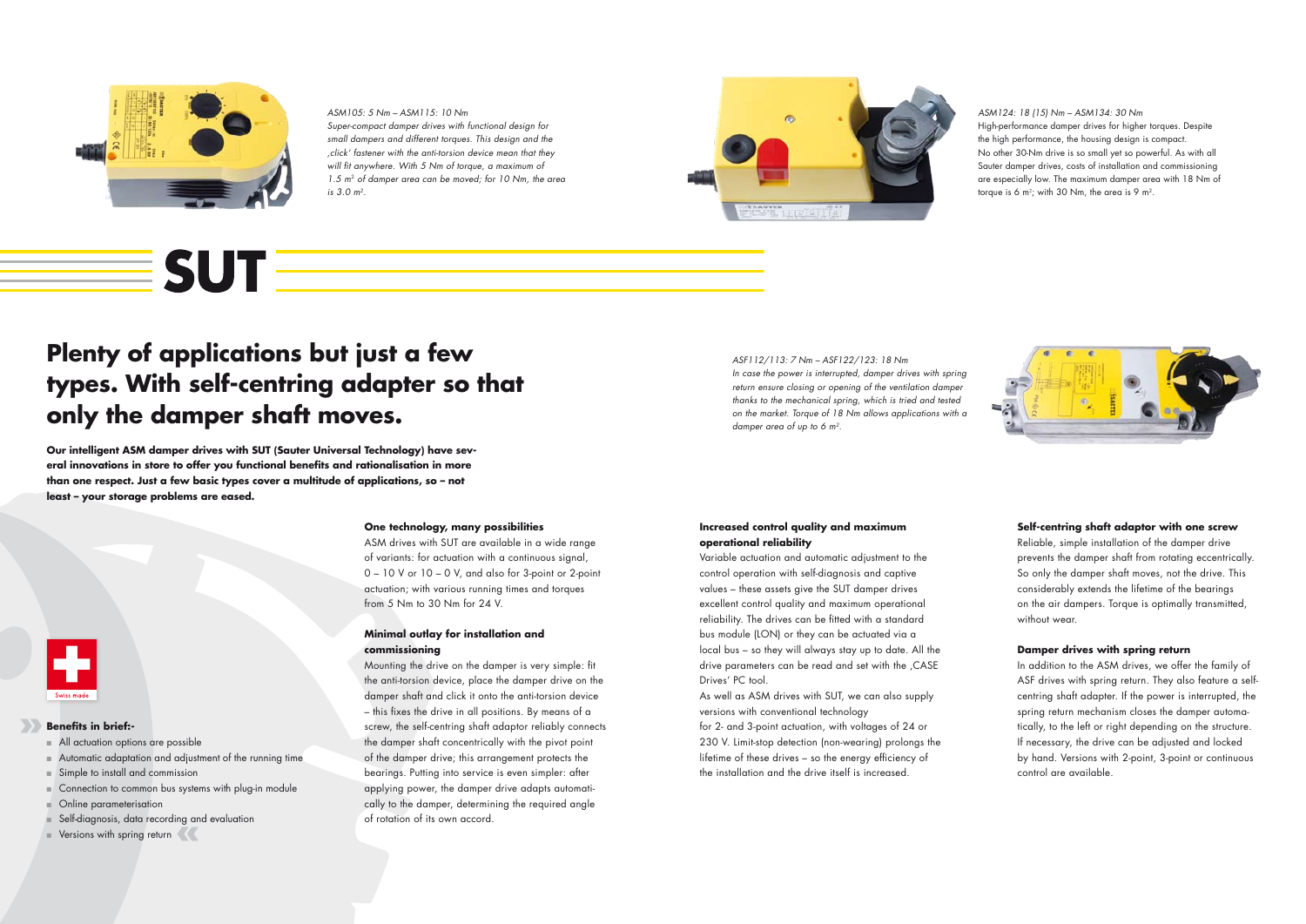*ASM105: 5 Nm – ASM115: 10 Nm*
*Super-compact damper drives with functional design for small dampers and different torques. This design and the ,click' fastener with the anti-torsion device mean that they will fit anywhere. With 5 Nm of torque, a maximum of 1.5 m² of damper area can be moved; for 10 Nm, the area is 3.0 m².*

*ASM124: 18 (15) Nm – ASM134: 30 Nm*
High-performance damper drives for higher torques. Despite the high performance, the housing design is compact. No other 30-Nm drive is so small yet so powerful. As with all Sauter damper drives, costs of installation and commissioning are especially low. The maximum damper area with 18 Nm of torque is 6 m²; with 30 Nm, the area is 9 m².

# SUT

## Plenty of applications but just a few types. With self-centring adapter so that only the damper shaft moves.

**Our intelligent ASM damper drives with SUT (Sauter Universal Technology) have several innovations in store to offer you functional benefits and rationalisation in more than one respect. Just a few basic types cover a multitude of applications, so – not least – your storage problems are eased.**

*ASF112/113: 7 Nm – ASF122/123: 18 Nm*
*In case the power is interrupted, damper drives with spring return ensure closing or opening of the ventilation damper thanks to the mechanical spring, which is tried and tested on the market. Torque of 18 Nm allows applications with a damper area of up to 6 m².*

Swiss made

**Benefits in brief:-**

- All actuation options are possible
- Automatic adaptation and adjustment of the running time
- Simple to install and commission
- Connection to common bus systems with plug-in module
- Online parameterisation
- Self-diagnosis, data recording and evaluation
- Versions with spring return

**One technology, many possibilities**

ASM drives with SUT are available in a wide range of variants: for actuation with a continuous signal, 0 – 10 V or 10 – 0 V, and also for 3-point or 2-point actuation; with various running times and torques from 5 Nm to 30 Nm for 24 V.

**Minimal outlay for installation and commissioning**

Mounting the drive on the damper is very simple: fit the anti-torsion device, place the damper drive on the damper shaft and click it onto the anti-torsion device – this fixes the drive in all positions. By means of a screw, the self-centring shaft adaptor reliably connects the damper shaft concentrically with the pivot point of the damper drive; this arrangement protects the bearings. Putting into service is even simpler: after applying power, the damper drive adapts automatically to the damper, determining the required angle of rotation of its own accord.

**Increased control quality and maximum operational reliability**

Variable actuation and automatic adjustment to the control operation with self-diagnosis and captive values – these assets give the SUT damper drives excellent control quality and maximum operational reliability. The drives can be fitted with a standard bus module (LON) or they can be actuated via a local bus – so they will always stay up to date. All the drive parameters can be read and set with the ,CASE Drives' PC tool.

As well as ASM drives with SUT, we can also supply versions with conventional technology for 2- and 3-point actuation, with voltages of 24 or 230 V. Limit-stop detection (non-wearing) prolongs the lifetime of these drives – so the energy efficiency of the installation and the drive itself is increased.

**Self-centring shaft adaptor with one screw**

Reliable, simple installation of the damper drive prevents the damper shaft from rotating eccentrically. So only the damper shaft moves, not the drive. This considerably extends the lifetime of the bearings on the air dampers. Torque is optimally transmitted, without wear.

**Damper drives with spring return**

In addition to the ASM drives, we offer the family of ASF drives with spring return. They also feature a self-centring shaft adapter. If the power is interrupted, the spring return mechanism closes the damper automatically, to the left or right depending on the structure. If necessary, the drive can be adjusted and locked by hand. Versions with 2-point, 3-point or continuous control are available.